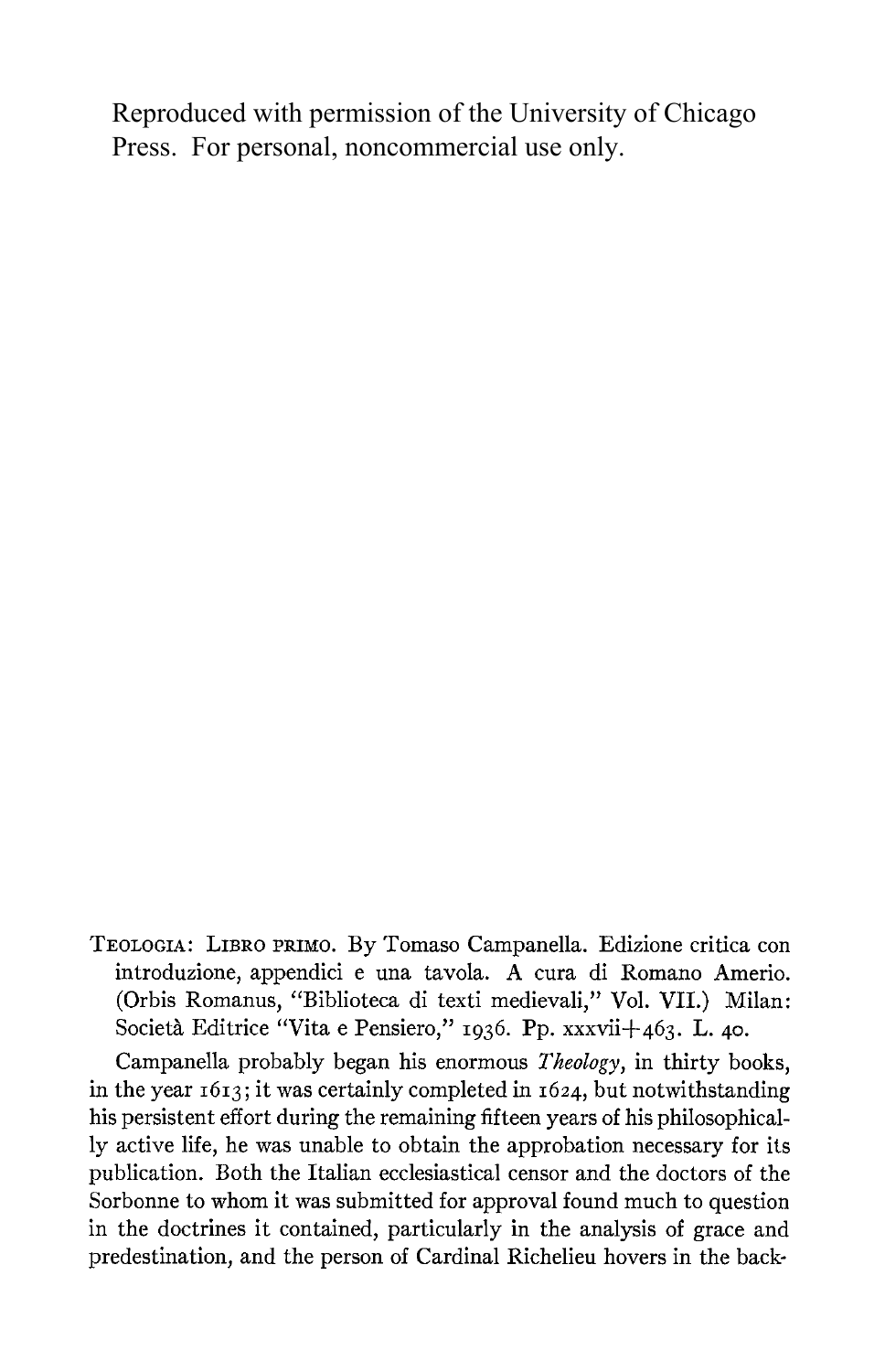Reproduced with permission of the University of Chicago Press. For personal, noncommercial use only.

TEOLOGIA: LIBRO PRIMO. By Tomaso Campanella. Edizione critica con introduzione, appendici e una tavola. A cura di Romano Amerio. (Orbis Romanus, "Biblioteca di texti medievali," Vol. VII.) Milan: Società Editrice "Vita e Pensiero," 1936. Pp. xxxvii+463. L. 40.

Campanella probably began his enormous *Theology*, in thirty books, in the year 1613; it was certainly completed in 1624, but notwithstanding his persistent effort during the remaining fifteen years of his philosophically active life, he was unable to obtain the approbation necessary for its publication. Both the Italian ecclesiastical censor and the doctors of the Sorbonne to whom it was submitted for approval found much to question in the doctrines it contained, particularly in the analysis of grace and predestination, and the person of Cardinal Richelieu hovers in the back-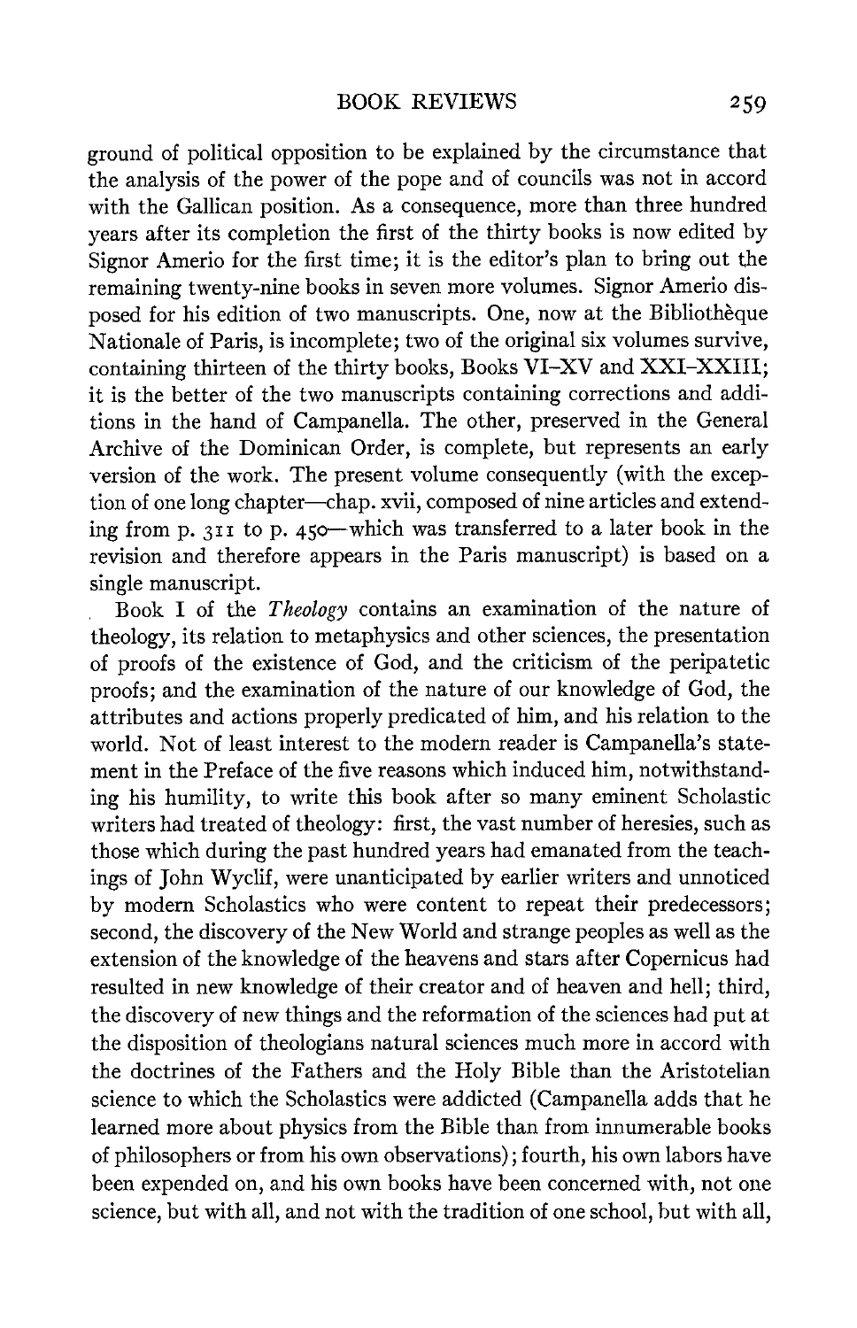ground of political opposition to be explained by the circumstance that the analysis of the power of the pope and of councils was not in accord with the Gallican position. As a consequence, more than three hundred years after its completion the first of the thirty books is now edited by Signor Amerio for the first time; it is the editor's plan to bring out the remaining twenty-nine books in seven more volumes. Signor Amerio disposed for his edition of two manuscripts. One, now at the Bibliothèque Nationale of Paris, is incomplete; two of the original six volumes survive, containing thirteen of the thirty books, Books VI–XV and XXI–XXIII; it is the better of the two manuscripts containing corrections and additions in the hand of Campanella. The other, preserved in the General Archive of the Dominican Order, is complete, but represents an early version of the work. The present volume consequently (with the exception of one long chapter—chap. xvii, composed of nine articles and extending from p. 311 to p. 450—which was transferred to a later book in the revision and therefore appears in the Paris manuscript) is based on a single manuscript.

Book I of the *Theology* contains an examination of the nature of theology, its relation to metaphysics and other sciences, the presentation of proofs of the existence of God, and the criticism of the peripatetic proofs; and the examination of the nature of our knowledge of God, the attributes and actions properly predicated of him, and his relation to the world. Not of least interest to the modern reader is Campanella's statement in the Preface of the five reasons which induced him, notwithstanding his humility, to write this book after so many eminent Scholastic writers had treated of theology: first, the vast number of heresies, such as those which during the past hundred years had emanated from the teachings of John Wyclif, were unanticipated by earlier writers and unnoticed by modern Scholastics who were content to repeat their predecessors; second, the discovery of the New World and strange peoples as well as the extension of the knowledge of the heavens and stars after Copernicus had resulted in new knowledge of their creator and of heaven and hell; third, the discovery of new things and the reformation of the sciences had put at the disposition of theologians natural sciences much more in accord with the doctrines of the Fathers and the Holy Bible than the Aristotelian science to which the Scholastics were addicted (Campanella adds that he learned more about physics from the Bible than from innumerable books of philosophers or from his own observations); fourth, his own labors have been expended on, and his own books have been concerned with, not one science, but with all, and not with the tradition of one school, but with all,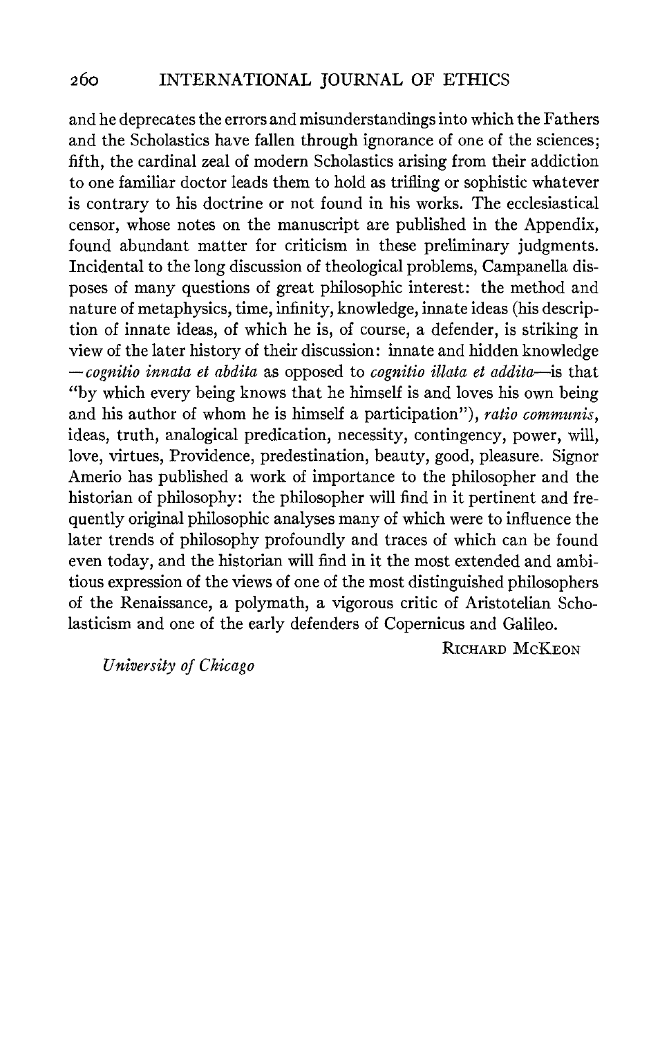and he deprecates the errors and misunderstandings into which the Fathers and the Scholastics have fallen through ignorance of one of the sciences; fifth, the cardinal zeal of modern Scholastics arising from their addiction to one familiar doctor leads them to hold as trifling or sophistic whatever is contrary to his doctrine or not found in his works. The ecclesiastical censor, whose notes on the manuscript are published in the Appendix, found abundant matter for criticism in these preliminary judgments. Incidental to the long discussion of theological problems, Campanella disposes of many questions of great philosophic interest: the method and nature of metaphysics, time, infinity, knowledge, innate ideas (his description of innate ideas, of which he is, of course, a defender, is striking in view of the later history of their discussion: innate and hidden knowledge —*cognitio innata et abdita* as opposed to *cognitio illata et addita*—is that "by which every being knows that he himself is and loves his own being and his author of whom he is himself a participation"), *ratio communis*, ideas, truth, analogical predication, necessity, contingency, power, will, love, virtues, Providence, predestination, beauty, good, pleasure. Signor Amerio has published a work of importance to the philosopher and the historian of philosophy: the philosopher will find in it pertinent and frequently original philosophic analyses many of which were to influence the later trends of philosophy profoundly and traces of which can be found even today, and the historian will find in it the most extended and ambitious expression of the views of one of the most distinguished philosophers of the Renaissance, a polymath, a vigorous critic of Aristotelian Scholasticism and one of the early defenders of Copernicus and Galileo.

Richard McKeon

*University of Chicago*